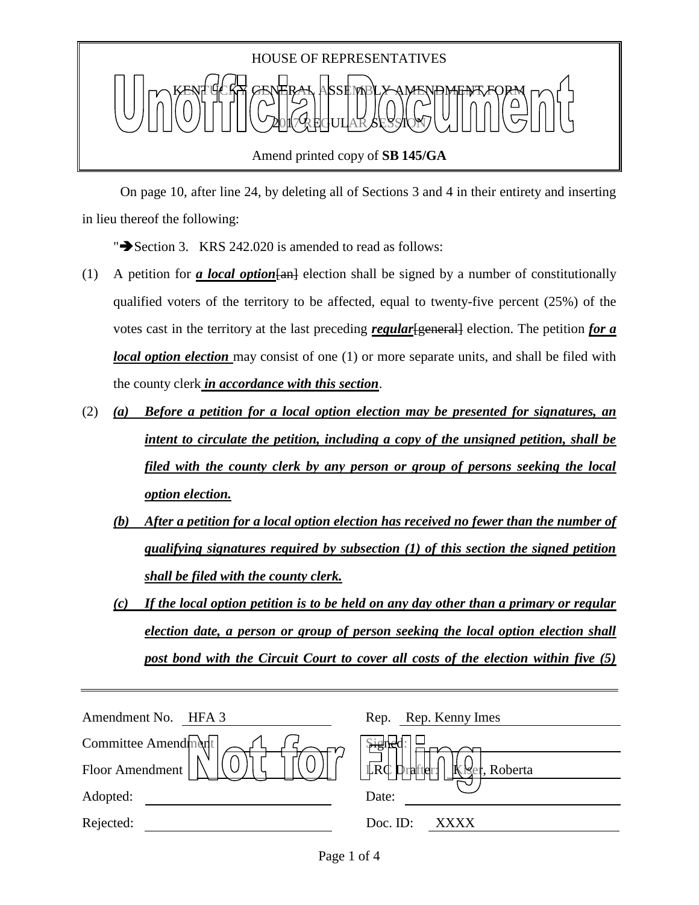HOUSE OF REPRESENTATIVES

KENTUCKY GENERAL ASSEMBLY AMENDMENT FORM

2017 REGULAR SESSION

Amend printed copy of **SB 145/GA**

On page 10, after line 24, by deleting all of Sections 3 and 4 in their entirety and inserting in lieu thereof the following:

"➔Section 3. KRS 242.020 is amended to read as follows:

(1) A petition for ***a local option***[an] election shall be signed by a number of constitutionally qualified voters of the territory to be affected, equal to twenty-five percent (25%) of the votes cast in the territory at the last preceding ***regular***[general] election. The petition ***for a local option election*** may consist of one (1) or more separate units, and shall be filed with the county clerk ***in accordance with this section***.

(2) ***(a) Before a petition for a local option election may be presented for signatures, an intent to circulate the petition, including a copy of the unsigned petition, shall be filed with the county clerk by any person or group of persons seeking the local option election.***

***(b) After a petition for a local option election has received no fewer than the number of qualifying signatures required by subsection (1) of this section the signed petition shall be filed with the county clerk.***

***(c) If the local option petition is to be held on any day other than a primary or regular election date, a person or group of person seeking the local option election shall post bond with the Circuit Court to cover all costs of the election within five (5)***

| | | | |
|---|---|---|---|
| Amendment No. | HFA 3 | Rep. | Rep. Kenny Imes |
| Committee Amendment | | Signed: | |
| Floor Amendment | | LRC Drafter: | Kiser, Roberta |
| Adopted: | | Date: | |
| Rejected: | | Doc. ID: | XXXX |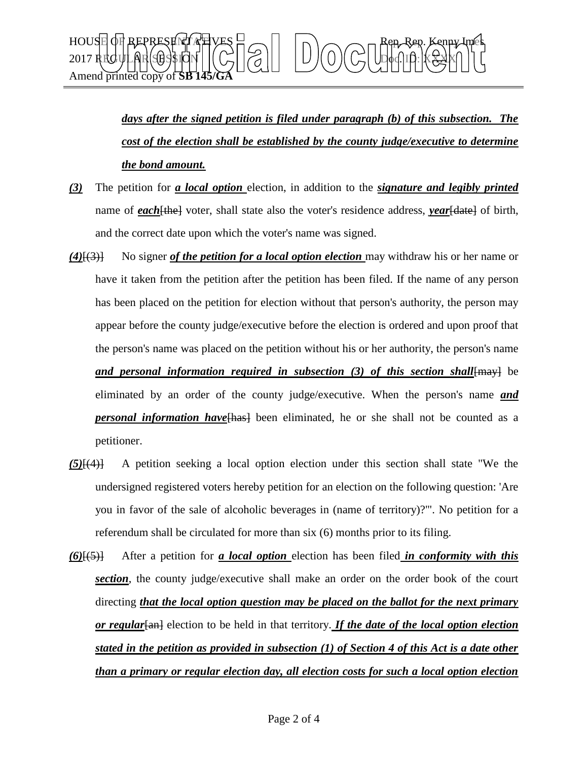***days after the signed petition is filed under paragraph (b) of this subsection. The cost of the election shall be established by the county judge/executive to determine the bond amount.***

***(3)*** The petition for ***a local option*** election, in addition to the ***signature and legibly printed*** name of ***each***~~[the]~~ voter, shall state also the voter's residence address, ***year***~~[date]~~ of birth, and the correct date upon which the voter's name was signed.

***(4)***~~[(3)]~~ No signer ***of the petition for a local option election*** may withdraw his or her name or have it taken from the petition after the petition has been filed. If the name of any person has been placed on the petition for election without that person's authority, the person may appear before the county judge/executive before the election is ordered and upon proof that the person's name was placed on the petition without his or her authority, the person's name ***and personal information required in subsection (3) of this section shall***~~[may]~~ be eliminated by an order of the county judge/executive. When the person's name ***and personal information have***~~[has]~~ been eliminated, he or she shall not be counted as a petitioner.

***(5)***~~[(4)]~~ A petition seeking a local option election under this section shall state "We the undersigned registered voters hereby petition for an election on the following question: 'Are you in favor of the sale of alcoholic beverages in (name of territory)?'". No petition for a referendum shall be circulated for more than six (6) months prior to its filing.

***(6)***~~[(5)]~~ After a petition for ***a local option*** election has been filed ***in conformity with this section***, the county judge/executive shall make an order on the order book of the court directing ***that the local option question may be placed on the ballot for the next primary or regular***~~[an]~~ election to be held in that territory. ***If the date of the local option election stated in the petition as provided in subsection (1) of Section 4 of this Act is a date other than a primary or regular election day, all election costs for such a local option election***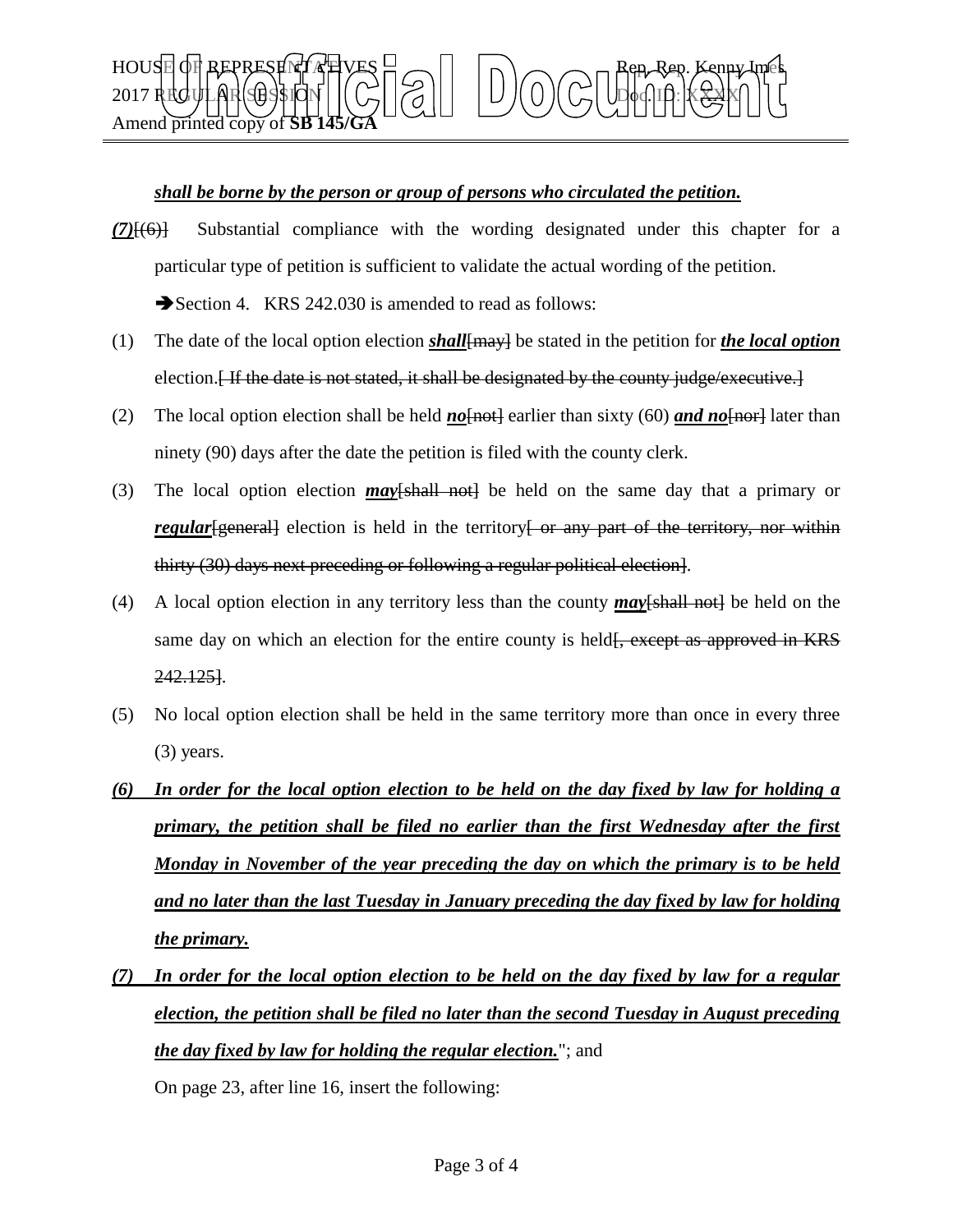***shall be borne by the person or group of persons who circulated the petition.***

***(7)***~~[(6)]~~ Substantial compliance with the wording designated under this chapter for a particular type of petition is sufficient to validate the actual wording of the petition.

➔Section 4. KRS 242.030 is amended to read as follows:

(1) The date of the local option election ***shall***~~[may]~~ be stated in the petition for ***the local option*** election.~~[ If the date is not stated, it shall be designated by the county judge/executive.]~~

(2) The local option election shall be held ***no***~~[not]~~ earlier than sixty (60) ***and no***~~[nor]~~ later than ninety (90) days after the date the petition is filed with the county clerk.

(3) The local option election ***may***~~[shall not]~~ be held on the same day that a primary or ***regular***~~[general]~~ election is held in the territory~~[ or any part of the territory, nor within thirty (30) days next preceding or following a regular political election]~~.

(4) A local option election in any territory less than the county ***may***~~[shall not]~~ be held on the same day on which an election for the entire county is held~~[, except as approved in KRS 242.125]~~.

(5) No local option election shall be held in the same territory more than once in every three (3) years.

***(6) In order for the local option election to be held on the day fixed by law for holding a primary, the petition shall be filed no earlier than the first Wednesday after the first Monday in November of the year preceding the day on which the primary is to be held and no later than the last Tuesday in January preceding the day fixed by law for holding the primary.***

***(7) In order for the local option election to be held on the day fixed by law for a regular election, the petition shall be filed no later than the second Tuesday in August preceding the day fixed by law for holding the regular election.***"; and

On page 23, after line 16, insert the following: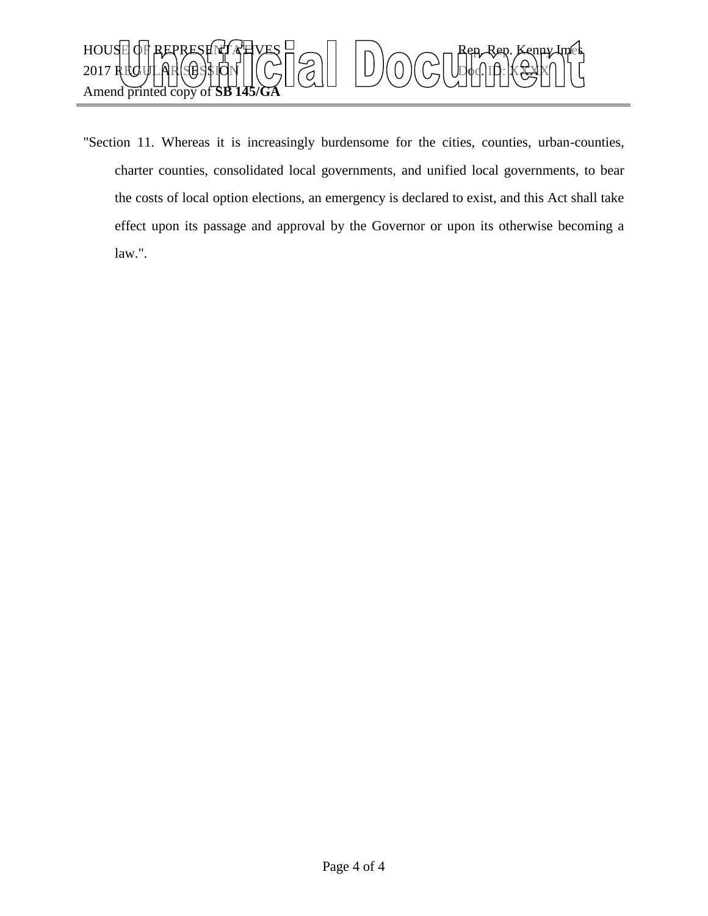"Section 11. Whereas it is increasingly burdensome for the cities, counties, urban-counties, charter counties, consolidated local governments, and unified local governments, to bear the costs of local option elections, an emergency is declared to exist, and this Act shall take effect upon its passage and approval by the Governor or upon its otherwise becoming a law.".